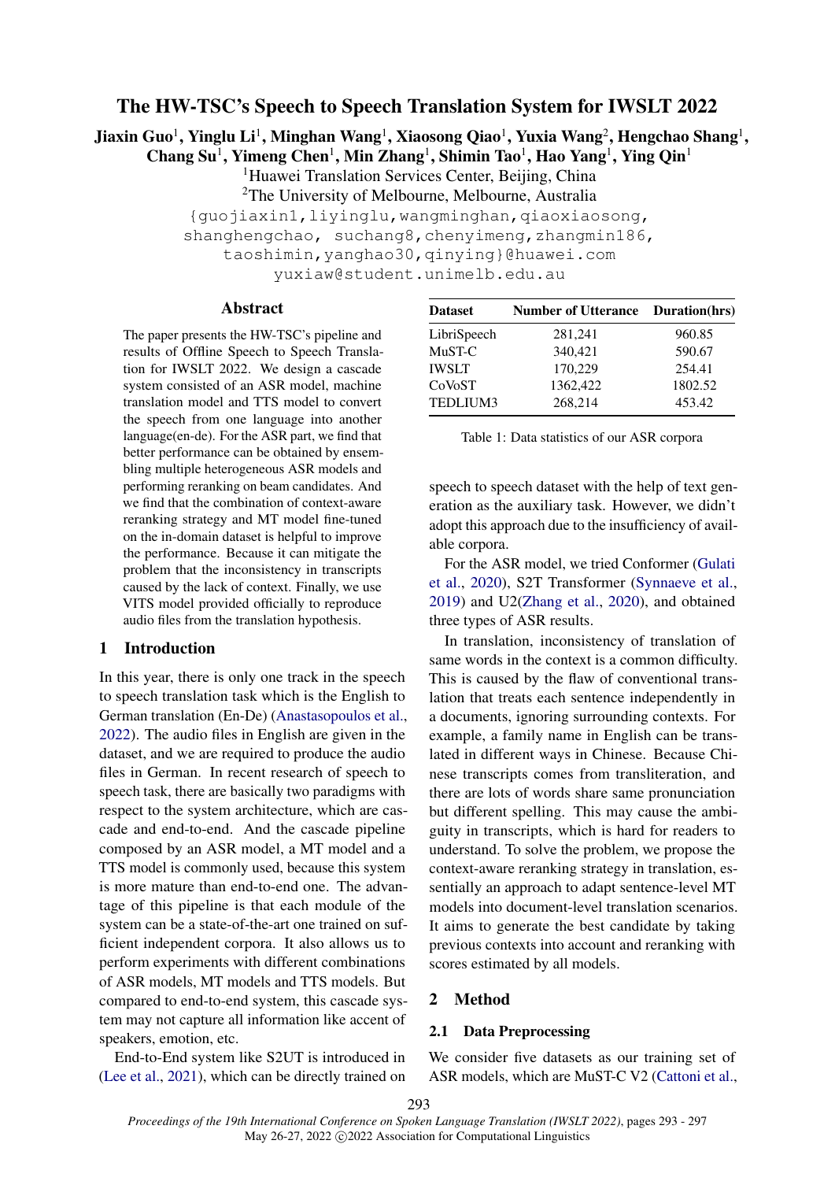# The HW-TSC's Speech to Speech Translation System for IWSLT 2022

**Jiaxin Guo[1], Yinglu Li[1], Minghan Wang[1], Xiaosong Qiao[1], Yuxia Wang[2], Hengchao Shang[1], Chang Su[1], Yimeng Chen[1], Min Zhang[1], Shimin Tao[1], Hao Yang[1], Ying Qin[1]**

[1]Huawei Translation Services Center, Beijing, China

[2]The University of Melbourne, Melbourne, Australia

{guojiaxin1,liyinglu,wangminghan,qiaoxiaosong, shanghengchao, suchang8,chenyimeng,zhangmin186, taoshimin,yanghao30,qinying}@huawei.com

yuxiaw@student.unimelb.edu.au

## Abstract

The paper presents the HW-TSC's pipeline and results of Offline Speech to Speech Translation for IWSLT 2022. We design a cascade system consisted of an ASR model, machine translation model and TTS model to convert the speech from one language into another language(en-de). For the ASR part, we find that better performance can be obtained by ensembling multiple heterogeneous ASR models and performing reranking on beam candidates. And we find that the combination of context-aware reranking strategy and MT model fine-tuned on the in-domain dataset is helpful to improve the performance. Because it can mitigate the problem that the inconsistency in transcripts caused by the lack of context. Finally, we use VITS model provided officially to reproduce audio files from the translation hypothesis.

## 1 Introduction

In this year, there is only one track in the speech to speech translation task which is the English to German translation (En-De) (Anastasopoulos et al., 2022). The audio files in English are given in the dataset, and we are required to produce the audio files in German. In recent research of speech to speech task, there are basically two paradigms with respect to the system architecture, which are cascade and end-to-end. And the cascade pipeline composed by an ASR model, a MT model and a TTS model is commonly used, because this system is more mature than end-to-end one. The advantage of this pipeline is that each module of the system can be a state-of-the-art one trained on sufficient independent corpora. It also allows us to perform experiments with different combinations of ASR models, MT models and TTS models. But compared to end-to-end system, this cascade system may not capture all information like accent of speakers, emotion, etc.

End-to-End system like S2UT is introduced in (Lee et al., 2021), which can be directly trained on speech to speech dataset with the help of text generation as the auxiliary task. However, we didn't adopt this approach due to the insufficiency of available corpora.

| Dataset | Number of Utterance | Duration(hrs) |
|---|---|---|
| LibriSpeech | 281,241 | 960.85 |
| MuST-C | 340,421 | 590.67 |
| IWSLT | 170,229 | 254.41 |
| CoVoST | 1362,422 | 1802.52 |
| TEDLIUM3 | 268,214 | 453.42 |

Table 1: Data statistics of our ASR corpora

For the ASR model, we tried Conformer (Gulati et al., 2020), S2T Transformer (Synnaeve et al., 2019) and U2(Zhang et al., 2020), and obtained three types of ASR results.

In translation, inconsistency of translation of same words in the context is a common difficulty. This is caused by the flaw of conventional translation that treats each sentence independently in a documents, ignoring surrounding contexts. For example, a family name in English can be translated in different ways in Chinese. Because Chinese transcripts comes from transliteration, and there are lots of words share same pronunciation but different spelling. This may cause the ambiguity in transcripts, which is hard for readers to understand. To solve the problem, we propose the context-aware reranking strategy in translation, essentially an approach to adapt sentence-level MT models into document-level translation scenarios. It aims to generate the best candidate by taking previous contexts into account and reranking with scores estimated by all models.

## 2 Method

### 2.1 Data Preprocessing

We consider five datasets as our training set of ASR models, which are MuST-C V2 (Cattoni et al.,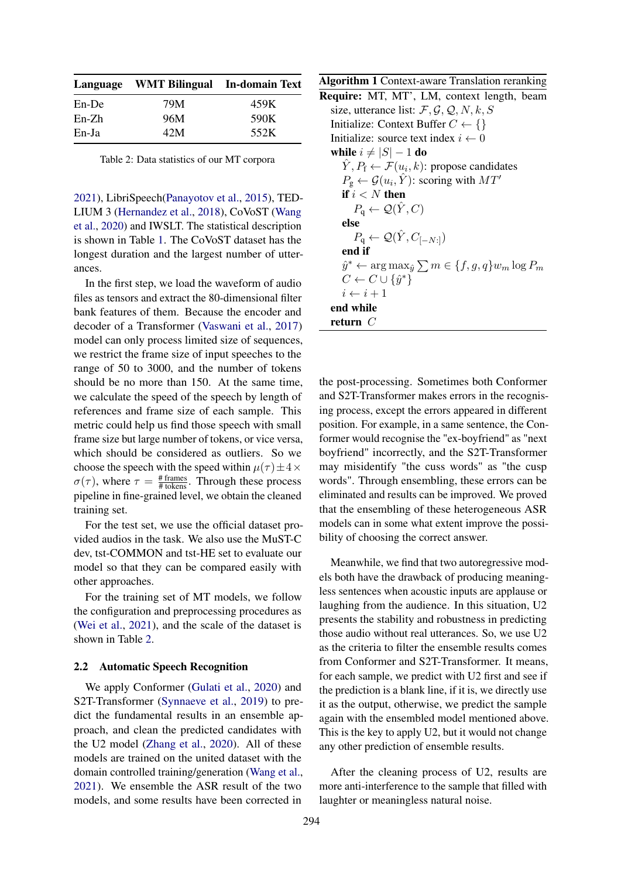| Language | WMT Bilingual | In-domain Text |
|---|---|---|
| En-De | 79M | 459K |
| En-Zh | 96M | 590K |
| En-Ja | 42M | 552K |

Table 2: Data statistics of our MT corpora

2021), LibriSpeech(Panayotov et al., 2015), TED-LIUM 3 (Hernandez et al., 2018), CoVoST (Wang et al., 2020) and IWSLT. The statistical description is shown in Table 1. The CoVoST dataset has the longest duration and the largest number of utterances.

In the first step, we load the waveform of audio files as tensors and extract the 80-dimensional filter bank features of them. Because the encoder and decoder of a Transformer (Vaswani et al., 2017) model can only process limited size of sequences, we restrict the frame size of input speeches to the range of 50 to 3000, and the number of tokens should be no more than 150. At the same time, we calculate the speed of the speech by length of references and frame size of each sample. This metric could help us find those speech with small frame size but large number of tokens, or vice versa, which should be considered as outliers. So we choose the speech with the speed within $\mu(\tau) \pm 4 \times \sigma(\tau)$, where $\tau = \frac{\#\,\text{frames}}{\#\,\text{tokens}}$. Through these process pipeline in fine-grained level, we obtain the cleaned training set.

For the test set, we use the official dataset provided audios in the task. We also use the MuST-C dev, tst-COMMON and tst-HE set to evaluate our model so that they can be compared easily with other approaches.

For the training set of MT models, we follow the configuration and preprocessing procedures as (Wei et al., 2021), and the scale of the dataset is shown in Table 2.

## 2.2 Automatic Speech Recognition

We apply Conformer (Gulati et al., 2020) and S2T-Transformer (Synnaeve et al., 2019) to predict the fundamental results in an ensemble approach, and clean the predicted candidates with the U2 model (Zhang et al., 2020). All of these models are trained on the united dataset with the domain controlled training/generation (Wang et al., 2021). We ensemble the ASR result of the two models, and some results have been corrected in the post-processing. Sometimes both Conformer and S2T-Transformer makes errors in the recognising process, except the errors appeared in different position. For example, in a same sentence, the Conformer would recognise the "ex-boyfriend" as "next boyfriend" incorrectly, and the S2T-Transformer may misidentify "the cuss words" as "the cusp words". Through ensembling, these errors can be eliminated and results can be improved. We proved that the ensembling of these heterogeneous ASR models can in some what extent improve the possibility of choosing the correct answer.

**Algorithm 1** Context-aware Translation reranking

**Require:** MT, MT', LM, context length, beam size, utterance list: $\mathcal{F}, \mathcal{G}, \mathcal{Q}, N, k, S$

Initialize: Context Buffer $C \leftarrow \{\}$
Initialize: source text index $i \leftarrow 0$
**while** $i \neq |S| - 1$ **do**
  $\hat{Y}, P_{\text{f}} \leftarrow \mathcal{F}(u_i, k)$: propose candidates
  $P_{\text{g}} \leftarrow \mathcal{G}(u_i, \hat{Y})$: scoring with $MT'$
  **if** $i < N$ **then**
    $P_{\text{q}} \leftarrow \mathcal{Q}(\hat{Y}, C)$
  **else**
    $P_{\text{q}} \leftarrow \mathcal{Q}(\hat{Y}, C_{[-N:]})$
  **end if**
  $\hat{y}^* \leftarrow \arg\max_{\hat{y}} \sum m \in \{f, g, q\} w_m \log P_m$
  $C \leftarrow C \cup \{\hat{y}^*\}$
  $i \leftarrow i + 1$
**end while**
**return** $C$

Meanwhile, we find that two autoregressive models both have the drawback of producing meaningless sentences when acoustic inputs are applause or laughing from the audience. In this situation, U2 presents the stability and robustness in predicting those audio without real utterances. So, we use U2 as the criteria to filter the ensemble results comes from Conformer and S2T-Transformer. It means, for each sample, we predict with U2 first and see if the prediction is a blank line, if it is, we directly use it as the output, otherwise, we predict the sample again with the ensembled model mentioned above. This is the key to apply U2, but it would not change any other prediction of ensemble results.

After the cleaning process of U2, results are more anti-interference to the sample that filled with laughter or meaningless natural noise.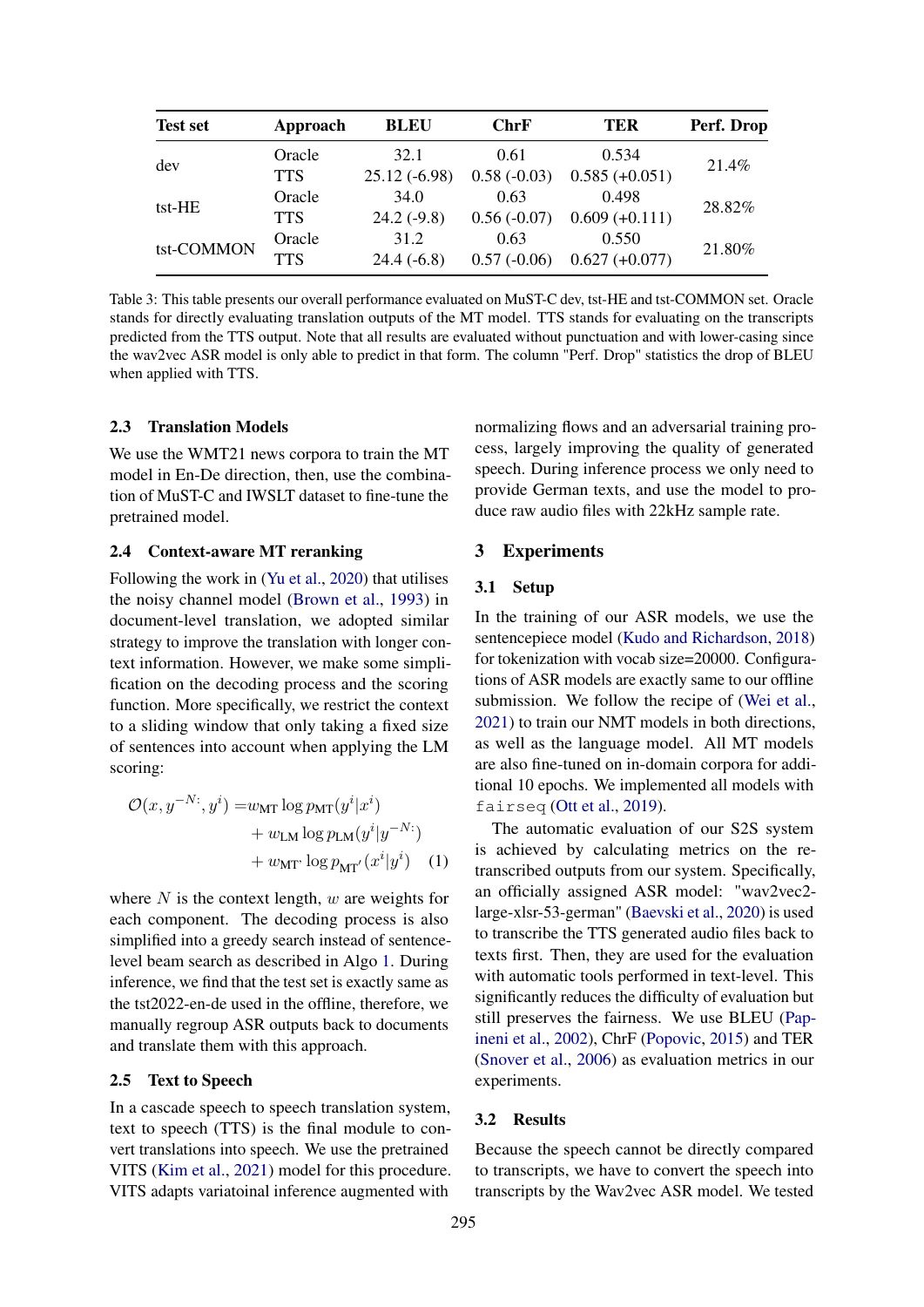| Test set | Approach | BLEU | ChrF | TER | Perf. Drop |
|---|---|---|---|---|---|
| dev | Oracle | 32.1 | 0.61 | 0.534 | 21.4% |
| | TTS | 25.12 (-6.98) | 0.58 (-0.03) | 0.585 (+0.051) | |
| tst-HE | Oracle | 34.0 | 0.63 | 0.498 | 28.82% |
| | TTS | 24.2 (-9.8) | 0.56 (-0.07) | 0.609 (+0.111) | |
| tst-COMMON | Oracle | 31.2 | 0.63 | 0.550 | 21.80% |
| | TTS | 24.4 (-6.8) | 0.57 (-0.06) | 0.627 (+0.077) | |

Table 3: This table presents our overall performance evaluated on MuST-C dev, tst-HE and tst-COMMON set. Oracle stands for directly evaluating translation outputs of the MT model. TTS stands for evaluating on the transcripts predicted from the TTS output. Note that all results are evaluated without punctuation and with lower-casing since the wav2vec ASR model is only able to predict in that form. The column "Perf. Drop" statistics the drop of BLEU when applied with TTS.

### 2.3 Translation Models

We use the WMT21 news corpora to train the MT model in En-De direction, then, use the combination of MuST-C and IWSLT dataset to fine-tune the pretrained model.

### 2.4 Context-aware MT reranking

Following the work in (Yu et al., 2020) that utilises the noisy channel model (Brown et al., 1993) in document-level translation, we adopted similar strategy to improve the translation with longer context information. However, we make some simplification on the decoding process and the scoring function. More specifically, we restrict the context to a sliding window that only taking a fixed size of sentences into account when applying the LM scoring:

$$
\begin{aligned}
\mathcal{O}(x, y^{-N:}, y^i) = & w_{\text{MT}} \log p_{\text{MT}}(y^i|x^i) \\
& + w_{\text{LM}} \log p_{\text{LM}}(y^i|y^{-N:}) \\
& + w_{\text{MT}'} \log p_{\text{MT}'}(x^i|y^i) \quad (1)
\end{aligned}
$$

where $N$ is the context length, $w$ are weights for each component. The decoding process is also simplified into a greedy search instead of sentence-level beam search as described in Algo 1. During inference, we find that the test set is exactly same as the tst2022-en-de used in the offline, therefore, we manually regroup ASR outputs back to documents and translate them with this approach.

### 2.5 Text to Speech

In a cascade speech to speech translation system, text to speech (TTS) is the final module to convert translations into speech. We use the pretrained VITS (Kim et al., 2021) model for this procedure. VITS adapts variatoinal inference augmented with normalizing flows and an adversarial training process, largely improving the quality of generated speech. During inference process we only need to provide German texts, and use the model to produce raw audio files with 22kHz sample rate.

## 3 Experiments

### 3.1 Setup

In the training of our ASR models, we use the sentencepiece model (Kudo and Richardson, 2018) for tokenization with vocab size=20000. Configurations of ASR models are exactly same to our offline submission. We follow the recipe of (Wei et al., 2021) to train our NMT models in both directions, as well as the language model. All MT models are also fine-tuned on in-domain corpora for additional 10 epochs. We implemented all models with `fairseq` (Ott et al., 2019).

The automatic evaluation of our S2S system is achieved by calculating metrics on the re-transcribed outputs from our system. Specifically, an officially assigned ASR model: "wav2vec2-large-xlsr-53-german" (Baevski et al., 2020) is used to transcribe the TTS generated audio files back to texts first. Then, they are used for the evaluation with automatic tools performed in text-level. This significantly reduces the difficulty of evaluation but still preserves the fairness. We use BLEU (Papineni et al., 2002), ChrF (Popovic, 2015) and TER (Snover et al., 2006) as evaluation metrics in our experiments.

### 3.2 Results

Because the speech cannot be directly compared to transcripts, we have to convert the speech into transcripts by the Wav2vec ASR model. We tested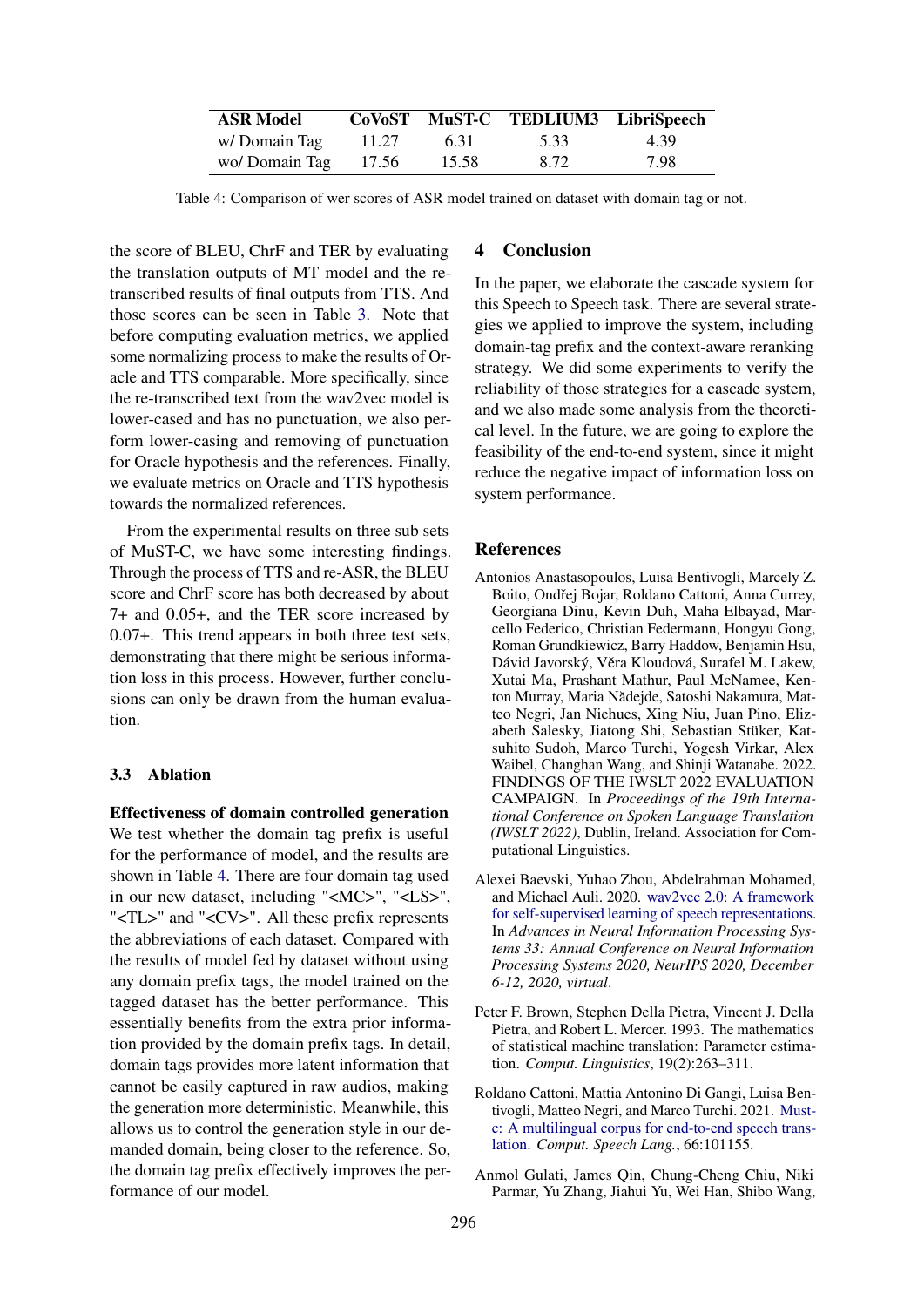| ASR Model | CoVoST | MuST-C | TEDLIUM3 | LibriSpeech |
|---|---|---|---|---|
| w/ Domain Tag | 11.27 | 6.31 | 5.33 | 4.39 |
| wo/ Domain Tag | 17.56 | 15.58 | 8.72 | 7.98 |

Table 4: Comparison of wer scores of ASR model trained on dataset with domain tag or not.

the score of BLEU, ChrF and TER by evaluating the translation outputs of MT model and the re-transcribed results of final outputs from TTS. And those scores can be seen in Table 3. Note that before computing evaluation metrics, we applied some normalizing process to make the results of Oracle and TTS comparable. More specifically, since the re-transcribed text from the wav2vec model is lower-cased and has no punctuation, we also perform lower-casing and removing of punctuation for Oracle hypothesis and the references. Finally, we evaluate metrics on Oracle and TTS hypothesis towards the normalized references.

From the experimental results on three sub sets of MuST-C, we have some interesting findings. Through the process of TTS and re-ASR, the BLEU score and ChrF score has both decreased by about 7+ and 0.05+, and the TER score increased by 0.07+. This trend appears in both three test sets, demonstrating that there might be serious information loss in this process. However, further conclusions can only be drawn from the human evaluation.

### 3.3 Ablation

**Effectiveness of domain controlled generation** We test whether the domain tag prefix is useful for the performance of model, and the results are shown in Table 4. There are four domain tag used in our new dataset, including "<MC>", "<LS>", "<TL>" and "<CV>". All these prefix represents the abbreviations of each dataset. Compared with the results of model fed by dataset without using any domain prefix tags, the model trained on the tagged dataset has the better performance. This essentially benefits from the extra prior information provided by the domain prefix tags. In detail, domain tags provides more latent information that cannot be easily captured in raw audios, making the generation more deterministic. Meanwhile, this allows us to control the generation style in our demanded domain, being closer to the reference. So, the domain tag prefix effectively improves the performance of our model.

## 4 Conclusion

In the paper, we elaborate the cascade system for this Speech to Speech task. There are several strategies we applied to improve the system, including domain-tag prefix and the context-aware reranking strategy. We did some experiments to verify the reliability of those strategies for a cascade system, and we also made some analysis from the theoretical level. In the future, we are going to explore the feasibility of the end-to-end system, since it might reduce the negative impact of information loss on system performance.

## References

Antonios Anastasopoulos, Luisa Bentivogli, Marcely Z. Boito, Ondřej Bojar, Roldano Cattoni, Anna Currey, Georgiana Dinu, Kevin Duh, Maha Elbayad, Marcello Federico, Christian Federmann, Hongyu Gong, Roman Grundkiewicz, Barry Haddow, Benjamin Hsu, Dávid Javorský, Věra Kloudová, Surafel M. Lakew, Xutai Ma, Prashant Mathur, Paul McNamee, Kenton Murray, Maria Nădejde, Satoshi Nakamura, Matteo Negri, Jan Niehues, Xing Niu, Juan Pino, Elizabeth Salesky, Jiatong Shi, Sebastian Stüker, Katsuhito Sudoh, Marco Turchi, Yogesh Virkar, Alex Waibel, Changhan Wang, and Shinji Watanabe. 2022. FINDINGS OF THE IWSLT 2022 EVALUATION CAMPAIGN. In *Proceedings of the 19th International Conference on Spoken Language Translation (IWSLT 2022)*, Dublin, Ireland. Association for Computational Linguistics.

Alexei Baevski, Yuhao Zhou, Abdelrahman Mohamed, and Michael Auli. 2020. wav2vec 2.0: A framework for self-supervised learning of speech representations. In *Advances in Neural Information Processing Systems 33: Annual Conference on Neural Information Processing Systems 2020, NeurIPS 2020, December 6-12, 2020, virtual*.

Peter F. Brown, Stephen Della Pietra, Vincent J. Della Pietra, and Robert L. Mercer. 1993. The mathematics of statistical machine translation: Parameter estimation. *Comput. Linguistics*, 19(2):263–311.

Roldano Cattoni, Mattia Antonino Di Gangi, Luisa Bentivogli, Matteo Negri, and Marco Turchi. 2021. Must-c: A multilingual corpus for end-to-end speech translation. *Comput. Speech Lang.*, 66:101155.

Anmol Gulati, James Qin, Chung-Cheng Chiu, Niki Parmar, Yu Zhang, Jiahui Yu, Wei Han, Shibo Wang,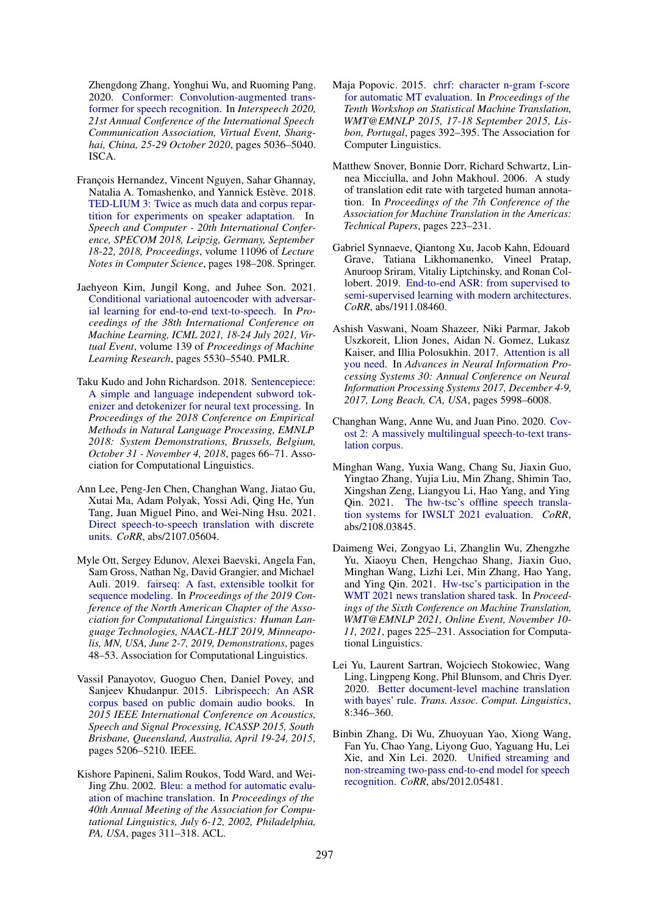Zhengdong Zhang, Yonghui Wu, and Ruoming Pang. 2020. Conformer: Convolution-augmented transformer for speech recognition. In *Interspeech 2020, 21st Annual Conference of the International Speech Communication Association, Virtual Event, Shanghai, China, 25-29 October 2020*, pages 5036–5040. ISCA.

François Hernandez, Vincent Nguyen, Sahar Ghannay, Natalia A. Tomashenko, and Yannick Estève. 2018. TED-LIUM 3: Twice as much data and corpus repartition for experiments on speaker adaptation. In *Speech and Computer - 20th International Conference, SPECOM 2018, Leipzig, Germany, September 18-22, 2018, Proceedings*, volume 11096 of *Lecture Notes in Computer Science*, pages 198–208. Springer.

Jaehyeon Kim, Jungil Kong, and Juhee Son. 2021. Conditional variational autoencoder with adversarial learning for end-to-end text-to-speech. In *Proceedings of the 38th International Conference on Machine Learning, ICML 2021, 18-24 July 2021, Virtual Event*, volume 139 of *Proceedings of Machine Learning Research*, pages 5530–5540. PMLR.

Taku Kudo and John Richardson. 2018. Sentencepiece: A simple and language independent subword tokenizer and detokenizer for neural text processing. In *Proceedings of the 2018 Conference on Empirical Methods in Natural Language Processing, EMNLP 2018: System Demonstrations, Brussels, Belgium, October 31 - November 4, 2018*, pages 66–71. Association for Computational Linguistics.

Ann Lee, Peng-Jen Chen, Changhan Wang, Jiatao Gu, Xutai Ma, Adam Polyak, Yossi Adi, Qing He, Yun Tang, Juan Miguel Pino, and Wei-Ning Hsu. 2021. Direct speech-to-speech translation with discrete units. *CoRR*, abs/2107.05604.

Myle Ott, Sergey Edunov, Alexei Baevski, Angela Fan, Sam Gross, Nathan Ng, David Grangier, and Michael Auli. 2019. fairseq: A fast, extensible toolkit for sequence modeling. In *Proceedings of the 2019 Conference of the North American Chapter of the Association for Computational Linguistics: Human Language Technologies, NAACL-HLT 2019, Minneapolis, MN, USA, June 2-7, 2019, Demonstrations*, pages 48–53. Association for Computational Linguistics.

Vassil Panayotov, Guoguo Chen, Daniel Povey, and Sanjeev Khudanpur. 2015. Librispeech: An ASR corpus based on public domain audio books. In *2015 IEEE International Conference on Acoustics, Speech and Signal Processing, ICASSP 2015, South Brisbane, Queensland, Australia, April 19-24, 2015*, pages 5206–5210. IEEE.

Kishore Papineni, Salim Roukos, Todd Ward, and Wei-Jing Zhu. 2002. Bleu: a method for automatic evaluation of machine translation. In *Proceedings of the 40th Annual Meeting of the Association for Computational Linguistics, July 6-12, 2002, Philadelphia, PA, USA*, pages 311–318. ACL.

Maja Popovic. 2015. chrf: character n-gram f-score for automatic MT evaluation. In *Proceedings of the Tenth Workshop on Statistical Machine Translation, WMT@EMNLP 2015, 17-18 September 2015, Lisbon, Portugal*, pages 392–395. The Association for Computer Linguistics.

Matthew Snover, Bonnie Dorr, Richard Schwartz, Linnea Micciulla, and John Makhoul. 2006. A study of translation edit rate with targeted human annotation. In *Proceedings of the 7th Conference of the Association for Machine Translation in the Americas: Technical Papers*, pages 223–231.

Gabriel Synnaeve, Qiantong Xu, Jacob Kahn, Edouard Grave, Tatiana Likhomanenko, Vineel Pratap, Anuroop Sriram, Vitaliy Liptchinsky, and Ronan Collobert. 2019. End-to-end ASR: from supervised to semi-supervised learning with modern architectures. *CoRR*, abs/1911.08460.

Ashish Vaswani, Noam Shazeer, Niki Parmar, Jakob Uszkoreit, Llion Jones, Aidan N. Gomez, Lukasz Kaiser, and Illia Polosukhin. 2017. Attention is all you need. In *Advances in Neural Information Processing Systems 30: Annual Conference on Neural Information Processing Systems 2017, December 4-9, 2017, Long Beach, CA, USA*, pages 5998–6008.

Changhan Wang, Anne Wu, and Juan Pino. 2020. Covost 2: A massively multilingual speech-to-text translation corpus.

Minghan Wang, Yuxia Wang, Chang Su, Jiaxin Guo, Yingtao Zhang, Yujia Liu, Min Zhang, Shimin Tao, Xingshan Zeng, Liangyou Li, Hao Yang, and Ying Qin. 2021. The hw-tsc's offline speech translation systems for IWSLT 2021 evaluation. *CoRR*, abs/2108.03845.

Daimeng Wei, Zongyao Li, Zhanglin Wu, Zhengzhe Yu, Xiaoyu Chen, Hengchao Shang, Jiaxin Guo, Minghan Wang, Lizhi Lei, Min Zhang, Hao Yang, and Ying Qin. 2021. Hw-tsc's participation in the WMT 2021 news translation shared task. In *Proceedings of the Sixth Conference on Machine Translation, WMT@EMNLP 2021, Online Event, November 10-11, 2021*, pages 225–231. Association for Computational Linguistics.

Lei Yu, Laurent Sartran, Wojciech Stokowiec, Wang Ling, Lingpeng Kong, Phil Blunsom, and Chris Dyer. 2020. Better document-level machine translation with bayes' rule. *Trans. Assoc. Comput. Linguistics*, 8:346–360.

Binbin Zhang, Di Wu, Zhuoyuan Yao, Xiong Wang, Fan Yu, Chao Yang, Liyong Guo, Yaguang Hu, Lei Xie, and Xin Lei. 2020. Unified streaming and non-streaming two-pass end-to-end model for speech recognition. *CoRR*, abs/2012.05481.